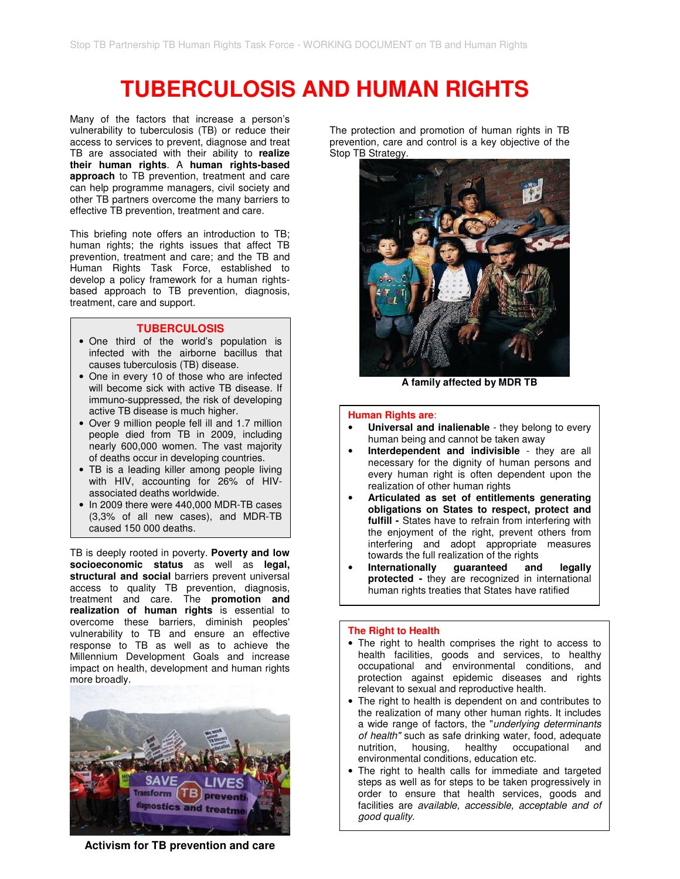# TUBERCULOSIS AND HUMAN RIGHTS

Many of the factors that increase a person's vulnerability to tuberculosis (TB) or reduce their access to services to prevent, diagnose and treat TB are associated with their ability to **realize their human rights**. A **human rights-based approach** to TB prevention, treatment and care can help programme managers, civil society and other TB partners overcome the many barriers to effective TB prevention, treatment and care.

This briefing note offers an introduction to TB; human rights; the rights issues that affect TB prevention, treatment and care; and the TB and Human Rights Task Force, established to develop a policy framework for a human rights-based approach to TB prevention, diagnosis, treatment, care and support.

### TUBERCULOSIS

- One third of the world's population is infected with the airborne bacillus that causes tuberculosis (TB) disease.
- One in every 10 of those who are infected will become sick with active TB disease. If immuno-suppressed, the risk of developing active TB disease is much higher.
- Over 9 million people fell ill and 1.7 million people died from TB in 2009, including nearly 600,000 women. The vast majority of deaths occur in developing countries.
- TB is a leading killer among people living with HIV, accounting for 26% of HIV-associated deaths worldwide.
- In 2009 there were 440,000 MDR-TB cases (3,3% of all new cases), and MDR-TB caused 150 000 deaths.

TB is deeply rooted in poverty. **Poverty and low socioeconomic status** as well as **legal, structural and social** barriers prevent universal access to quality TB prevention, diagnosis, treatment and care. The **promotion and realization of human rights** is essential to overcome these barriers, diminish peoples' vulnerability to TB and ensure an effective response to TB as well as to achieve the Millennium Development Goals and increase impact on health, development and human rights more broadly.

**Activism for TB prevention and care**

The protection and promotion of human rights in TB prevention, care and control is a key objective of the Stop TB Strategy.

**A family affected by MDR TB**

### Human Rights are:

- **Universal and inalienable** - they belong to every human being and cannot be taken away
- **Interdependent and indivisible** - they are all necessary for the dignity of human persons and every human right is often dependent upon the realization of other human rights
- **Articulated as set of entitlements generating obligations on States to respect, protect and fulfill -** States have to refrain from interfering with the enjoyment of the right, prevent others from interfering and adopt appropriate measures towards the full realization of the rights
- **Internationally guaranteed and legally protected -** they are recognized in international human rights treaties that States have ratified

### The Right to Health

- The right to health comprises the right to access to health facilities, goods and services, to healthy occupational and environmental conditions, and protection against epidemic diseases and rights relevant to sexual and reproductive health.
- The right to health is dependent on and contributes to the realization of many other human rights. It includes a wide range of factors, the "*underlying determinants of health"* such as safe drinking water, food, adequate nutrition, housing, healthy occupational and environmental conditions, education etc.
- The right to health calls for immediate and targeted steps as well as for steps to be taken progressively in order to ensure that health services, goods and facilities are *available, accessible, acceptable and of good quality.*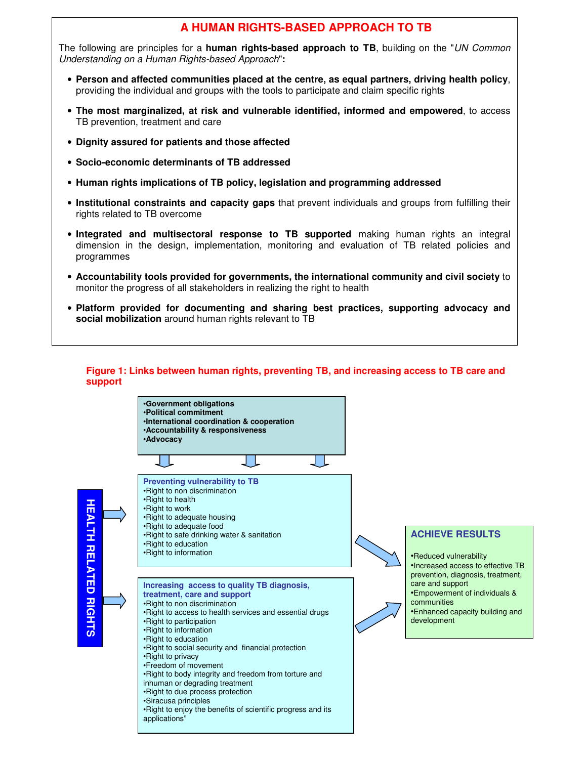## A HUMAN RIGHTS-BASED APPROACH TO TB

The following are principles for a **human rights-based approach to TB**, building on the "*UN Common Understanding on a Human Rights-based Approach*"**:**

- **Person and affected communities placed at the centre, as equal partners, driving health policy**, providing the individual and groups with the tools to participate and claim specific rights
- **The most marginalized, at risk and vulnerable identified, informed and empowered**, to access TB prevention, treatment and care
- **Dignity assured for patients and those affected**
- **Socio-economic determinants of TB addressed**
- **Human rights implications of TB policy, legislation and programming addressed**
- **Institutional constraints and capacity gaps** that prevent individuals and groups from fulfilling their rights related to TB overcome
- **Integrated and multisectoral response to TB supported** making human rights an integral dimension in the design, implementation, monitoring and evaluation of TB related policies and programmes
- **Accountability tools provided for governments, the international community and civil society** to monitor the progress of all stakeholders in realizing the right to health
- **Platform provided for documenting and sharing best practices, supporting advocacy and social mobilization** around human rights relevant to TB

**Figure 1: Links between human rights, preventing TB, and increasing access to TB care and support**

- **Government obligations**
- **Political commitment**
- **International coordination & cooperation**
- **Accountability & responsiveness**
- **Advocacy**

**HEALTH RELATED RIGHTS**

**Preventing vulnerability to TB**
- Right to non discrimination
- Right to health
- Right to work
- Right to adequate housing
- Right to adequate food
- Right to safe drinking water & sanitation
- Right to education
- Right to information

**Increasing access to quality TB diagnosis, treatment, care and support**
- Right to non discrimination
- Right to access to health services and essential drugs
- Right to participation
- Right to information
- Right to education
- Right to social security and financial protection
- Right to privacy
- Freedom of movement
- Right to body integrity and freedom from torture and inhuman or degrading treatment
- Right to due process protection
- Siracusa principles
- Right to enjoy the benefits of scientific progress and its applications"

**ACHIEVE RESULTS**
- Reduced vulnerability
- Increased access to effective TB prevention, diagnosis, treatment, care and support
- Empowerment of individuals & communities
- Enhanced capacity building and development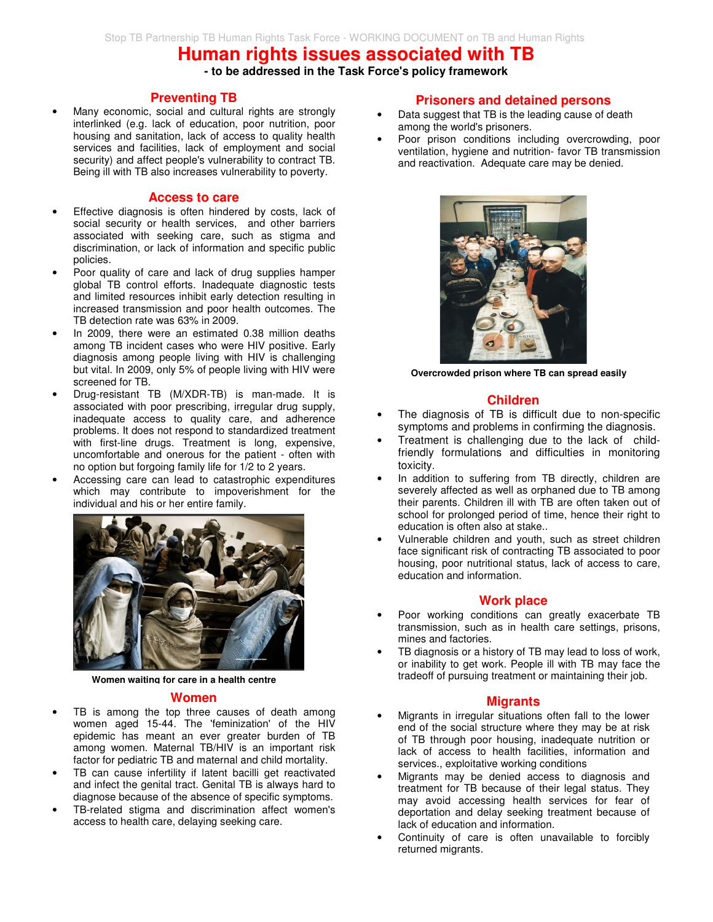# Human rights issues associated with TB

**- to be addressed in the Task Force's policy framework**

## Preventing TB

- Many economic, social and cultural rights are strongly interlinked (e.g. lack of education, poor nutrition, poor housing and sanitation, lack of access to quality health services and facilities, lack of employment and social security) and affect people's vulnerability to contract TB. Being ill with TB also increases vulnerability to poverty.

## Access to care

- Effective diagnosis is often hindered by costs, lack of social security or health services, and other barriers associated with seeking care, such as stigma and discrimination, or lack of information and specific public policies.
- Poor quality of care and lack of drug supplies hamper global TB control efforts. Inadequate diagnostic tests and limited resources inhibit early detection resulting in increased transmission and poor health outcomes. The TB detection rate was 63% in 2009.
- In 2009, there were an estimated 0.38 million deaths among TB incident cases who were HIV positive. Early diagnosis among people living with HIV is challenging but vital. In 2009, only 5% of people living with HIV were screened for TB.
- Drug-resistant TB (M/XDR-TB) is man-made. It is associated with poor prescribing, irregular drug supply, inadequate access to quality care, and adherence problems. It does not respond to standardized treatment with first-line drugs. Treatment is long, expensive, uncomfortable and onerous for the patient - often with no option but forgoing family life for 1/2 to 2 years.
- Accessing care can lead to catastrophic expenditures which may contribute to impoverishment for the individual and his or her entire family.

**Women waiting for care in a health centre**

## Women

- TB is among the top three causes of death among women aged 15-44. The 'feminization' of the HIV epidemic has meant an ever greater burden of TB among women. Maternal TB/HIV is an important risk factor for pediatric TB and maternal and child mortality.
- TB can cause infertility if latent bacilli get reactivated and infect the genital tract. Genital TB is always hard to diagnose because of the absence of specific symptoms.
- TB-related stigma and discrimination affect women's access to health care, delaying seeking care.

## Prisoners and detained persons

- Data suggest that TB is the leading cause of death among the world's prisoners.
- Poor prison conditions including overcrowding, poor ventilation, hygiene and nutrition- favor TB transmission and reactivation. Adequate care may be denied.

**Overcrowded prison where TB can spread easily**

## Children

- The diagnosis of TB is difficult due to non-specific symptoms and problems in confirming the diagnosis.
- Treatment is challenging due to the lack of child-friendly formulations and difficulties in monitoring toxicity.
- In addition to suffering from TB directly, children are severely affected as well as orphaned due to TB among their parents. Children ill with TB are often taken out of school for prolonged period of time, hence their right to education is often also at stake..
- Vulnerable children and youth, such as street children face significant risk of contracting TB associated to poor housing, poor nutritional status, lack of access to care, education and information.

## Work place

- Poor working conditions can greatly exacerbate TB transmission, such as in health care settings, prisons, mines and factories.
- TB diagnosis or a history of TB may lead to loss of work, or inability to get work. People ill with TB may face the tradeoff of pursuing treatment or maintaining their job.

## Migrants

- Migrants in irregular situations often fall to the lower end of the social structure where they may be at risk of TB through poor housing, inadequate nutrition or lack of access to health facilities, information and services., exploitative working conditions
- Migrants may be denied access to diagnosis and treatment for TB because of their legal status. They may avoid accessing health services for fear of deportation and delay seeking treatment because of lack of education and information.
- Continuity of care is often unavailable to forcibly returned migrants.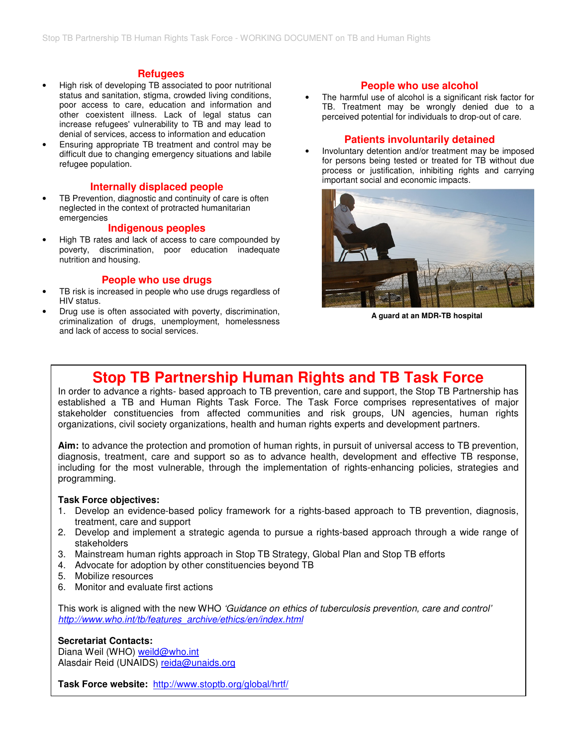## Refugees

- High risk of developing TB associated to poor nutritional status and sanitation, stigma, crowded living conditions, poor access to care, education and information and other coexistent illness. Lack of legal status can increase refugees' vulnerability to TB and may lead to denial of services, access to information and education
- Ensuring appropriate TB treatment and control may be difficult due to changing emergency situations and labile refugee population.

## Internally displaced people

- TB Prevention, diagnostic and continuity of care is often neglected in the context of protracted humanitarian emergencies

## Indigenous peoples

- High TB rates and lack of access to care compounded by poverty, discrimination, poor education inadequate nutrition and housing.

## People who use drugs

- TB risk is increased in people who use drugs regardless of HIV status.
- Drug use is often associated with poverty, discrimination, criminalization of drugs, unemployment, homelessness and lack of access to social services.

## People who use alcohol

- The harmful use of alcohol is a significant risk factor for TB. Treatment may be wrongly denied due to a perceived potential for individuals to drop-out of care.

## Patients involuntarily detained

- Involuntary detention and/or treatment may be imposed for persons being tested or treated for TB without due process or justification, inhibiting rights and carrying important social and economic impacts.

**A guard at an MDR-TB hospital**

# Stop TB Partnership Human Rights and TB Task Force

In order to advance a rights- based approach to TB prevention, care and support, the Stop TB Partnership has established a TB and Human Rights Task Force. The Task Force comprises representatives of major stakeholder constituencies from affected communities and risk groups, UN agencies, human rights organizations, civil society organizations, health and human rights experts and development partners.

**Aim:** to advance the protection and promotion of human rights, in pursuit of universal access to TB prevention, diagnosis, treatment, care and support so as to advance health, development and effective TB response, including for the most vulnerable, through the implementation of rights-enhancing policies, strategies and programming.

**Task Force objectives:**

1. Develop an evidence-based policy framework for a rights-based approach to TB prevention, diagnosis, treatment, care and support
2. Develop and implement a strategic agenda to pursue a rights-based approach through a wide range of stakeholders
3. Mainstream human rights approach in Stop TB Strategy, Global Plan and Stop TB efforts
4. Advocate for adoption by other constituencies beyond TB
5. Mobilize resources
6. Monitor and evaluate first actions

This work is aligned with the new WHO *'Guidance on ethics of tuberculosis prevention, care and control'* *http://www.who.int/tb/features_archive/ethics/en/index.html*

**Secretariat Contacts:**
Diana Weil (WHO) weild@who.int
Alasdair Reid (UNAIDS) reida@unaids.org

**Task Force website:** http://www.stoptb.org/global/hrtf/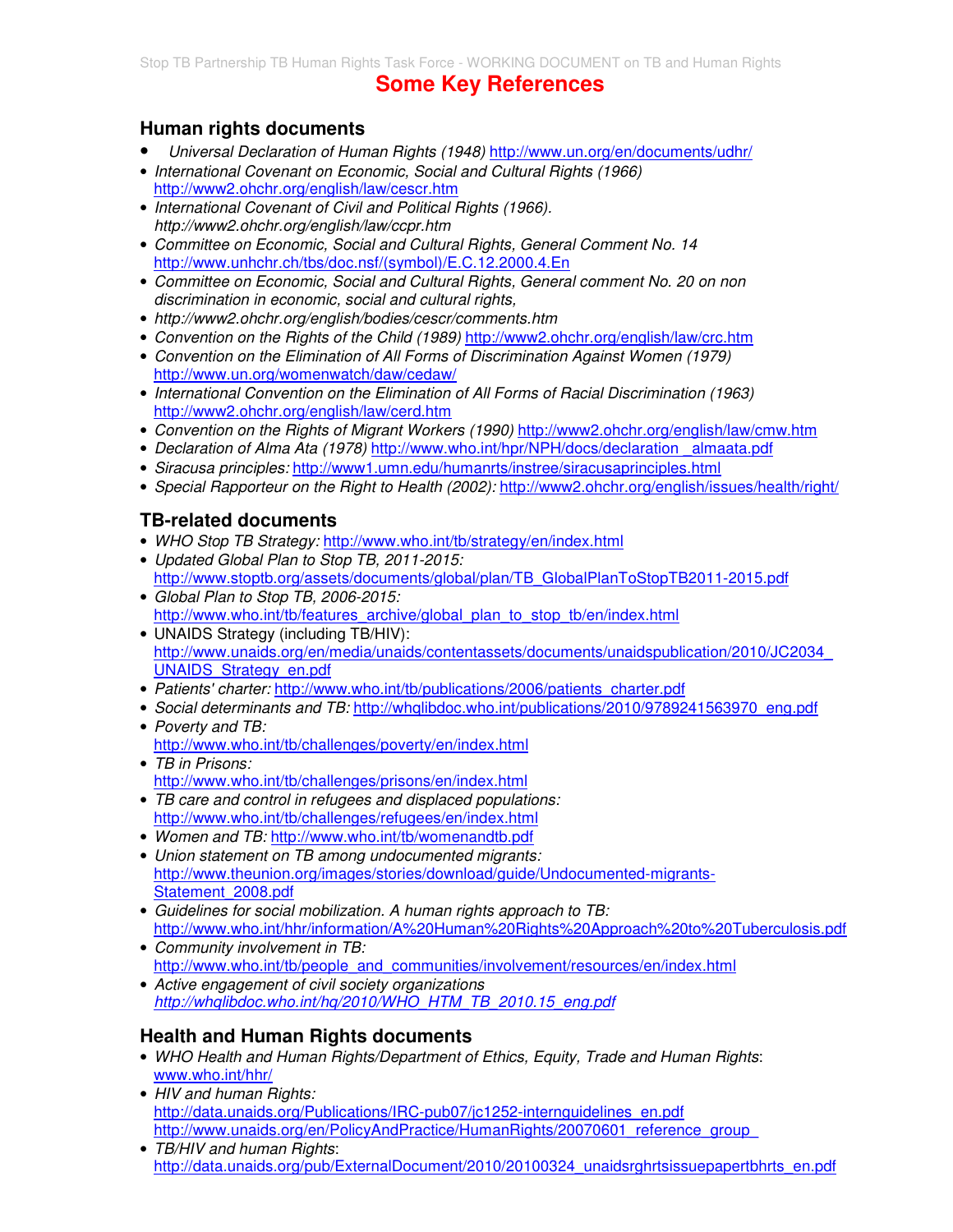# Some Key References

## Human rights documents

- *Universal Declaration of Human Rights (1948)* http://www.un.org/en/documents/udhr/
- *International Covenant on Economic, Social and Cultural Rights (1966)* http://www2.ohchr.org/english/law/cescr.htm
- *International Covenant of Civil and Political Rights (1966). http://www2.ohchr.org/english/law/ccpr.htm*
- *Committee on Economic, Social and Cultural Rights, General Comment No. 14* http://www.unhchr.ch/tbs/doc.nsf/(symbol)/E.C.12.2000.4.En
- *Committee on Economic, Social and Cultural Rights, General comment No. 20 on non discrimination in economic, social and cultural rights,*
- *http://www2.ohchr.org/english/bodies/cescr/comments.htm*
- *Convention on the Rights of the Child (1989)* http://www2.ohchr.org/english/law/crc.htm
- *Convention on the Elimination of All Forms of Discrimination Against Women (1979)* http://www.un.org/womenwatch/daw/cedaw/
- *International Convention on the Elimination of All Forms of Racial Discrimination (1963)* http://www2.ohchr.org/english/law/cerd.htm
- *Convention on the Rights of Migrant Workers (1990)* http://www2.ohchr.org/english/law/cmw.htm
- *Declaration of Alma Ata (1978)* http://www.who.int/hpr/NPH/docs/declaration_almaata.pdf
- *Siracusa principles:* http://www1.umn.edu/humanrts/instree/siracusaprinciples.html
- *Special Rapporteur on the Right to Health (2002):* http://www2.ohchr.org/english/issues/health/right/

## TB-related documents

- *WHO Stop TB Strategy:* http://www.who.int/tb/strategy/en/index.html
- *Updated Global Plan to Stop TB, 2011-2015:* http://www.stoptb.org/assets/documents/global/plan/TB_GlobalPlanToStopTB2011-2015.pdf
- *Global Plan to Stop TB, 2006-2015:* http://www.who.int/tb/features_archive/global_plan_to_stop_tb/en/index.html
- UNAIDS Strategy (including TB/HIV): http://www.unaids.org/en/media/unaids/contentassets/documents/unaidspublication/2010/JC2034_UNAIDS_Strategy_en.pdf
- *Patients' charter:* http://www.who.int/tb/publications/2006/patients_charter.pdf
- *Social determinants and TB:* http://whqlibdoc.who.int/publications/2010/9789241563970_eng.pdf
- *Poverty and TB:* http://www.who.int/tb/challenges/poverty/en/index.html
- *TB in Prisons:* http://www.who.int/tb/challenges/prisons/en/index.html
- *TB care and control in refugees and displaced populations:* http://www.who.int/tb/challenges/refugees/en/index.html
- *Women and TB:* http://www.who.int/tb/womenandtb.pdf
- *Union statement on TB among undocumented migrants:* http://www.theunion.org/images/stories/download/guide/Undocumented-migrants-Statement_2008.pdf
- *Guidelines for social mobilization. A human rights approach to TB:* http://www.who.int/hhr/information/A%20Human%20Rights%20Approach%20to%20Tuberculosis.pdf
- *Community involvement in TB:* http://www.who.int/tb/people_and_communities/involvement/resources/en/index.html
- *Active engagement of civil society organizations* *http://whqlibdoc.who.int/hq/2010/WHO_HTM_TB_2010.15_eng.pdf*

## Health and Human Rights documents

- *WHO Health and Human Rights/Department of Ethics, Equity, Trade and Human Rights*: www.who.int/hhr/
- *HIV and human Rights:* http://data.unaids.org/Publications/IRC-pub07/jc1252-internguidelines_en.pdf http://www.unaids.org/en/PolicyAndPractice/HumanRights/20070601_reference_group_
- *TB/HIV and human Rights*: http://data.unaids.org/pub/ExternalDocument/2010/20100324_unaidsrghrtsissuepapertbhrts_en.pdf